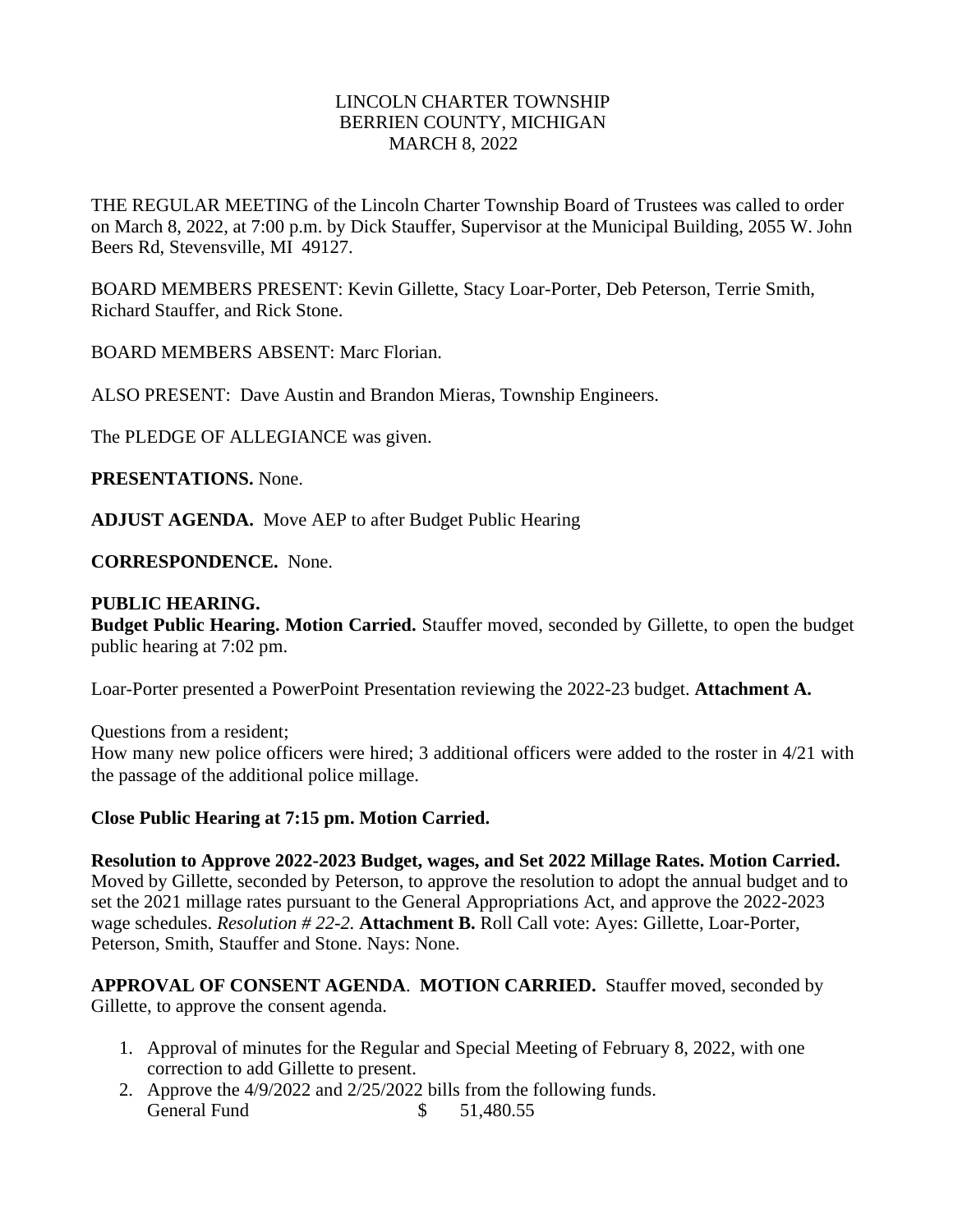LINCOLN CHARTER TOWNSHIP
BERRIEN COUNTY, MICHIGAN
MARCH 8, 2022

THE REGULAR MEETING of the Lincoln Charter Township Board of Trustees was called to order on March 8, 2022, at 7:00 p.m. by Dick Stauffer, Supervisor at the Municipal Building, 2055 W. John Beers Rd, Stevensville, MI 49127.

BOARD MEMBERS PRESENT: Kevin Gillette, Stacy Loar-Porter, Deb Peterson, Terrie Smith, Richard Stauffer, and Rick Stone.

BOARD MEMBERS ABSENT: Marc Florian.

ALSO PRESENT: Dave Austin and Brandon Mieras, Township Engineers.

The PLEDGE OF ALLEGIANCE was given.

**PRESENTATIONS.** None.

**ADJUST AGENDA.** Move AEP to after Budget Public Hearing

**CORRESPONDENCE.** None.

**PUBLIC HEARING.**
**Budget Public Hearing. Motion Carried.** Stauffer moved, seconded by Gillette, to open the budget public hearing at 7:02 pm.

Loar-Porter presented a PowerPoint Presentation reviewing the 2022-23 budget. **Attachment A.**

Questions from a resident;
How many new police officers were hired; 3 additional officers were added to the roster in 4/21 with the passage of the additional police millage.

**Close Public Hearing at 7:15 pm. Motion Carried.**

**Resolution to Approve 2022-2023 Budget, wages, and Set 2022 Millage Rates. Motion Carried.** Moved by Gillette, seconded by Peterson, to approve the resolution to adopt the annual budget and to set the 2021 millage rates pursuant to the General Appropriations Act, and approve the 2022-2023 wage schedules. *Resolution # 22-2.* **Attachment B.** Roll Call vote: Ayes: Gillette, Loar-Porter, Peterson, Smith, Stauffer and Stone. Nays: None.

**APPROVAL OF CONSENT AGENDA**. **MOTION CARRIED.** Stauffer moved, seconded by Gillette, to approve the consent agenda.

1. Approval of minutes for the Regular and Special Meeting of February 8, 2022, with one correction to add Gillette to present.
2. Approve the 4/9/2022 and 2/25/2022 bills from the following funds.
   General Fund $ 51,480.55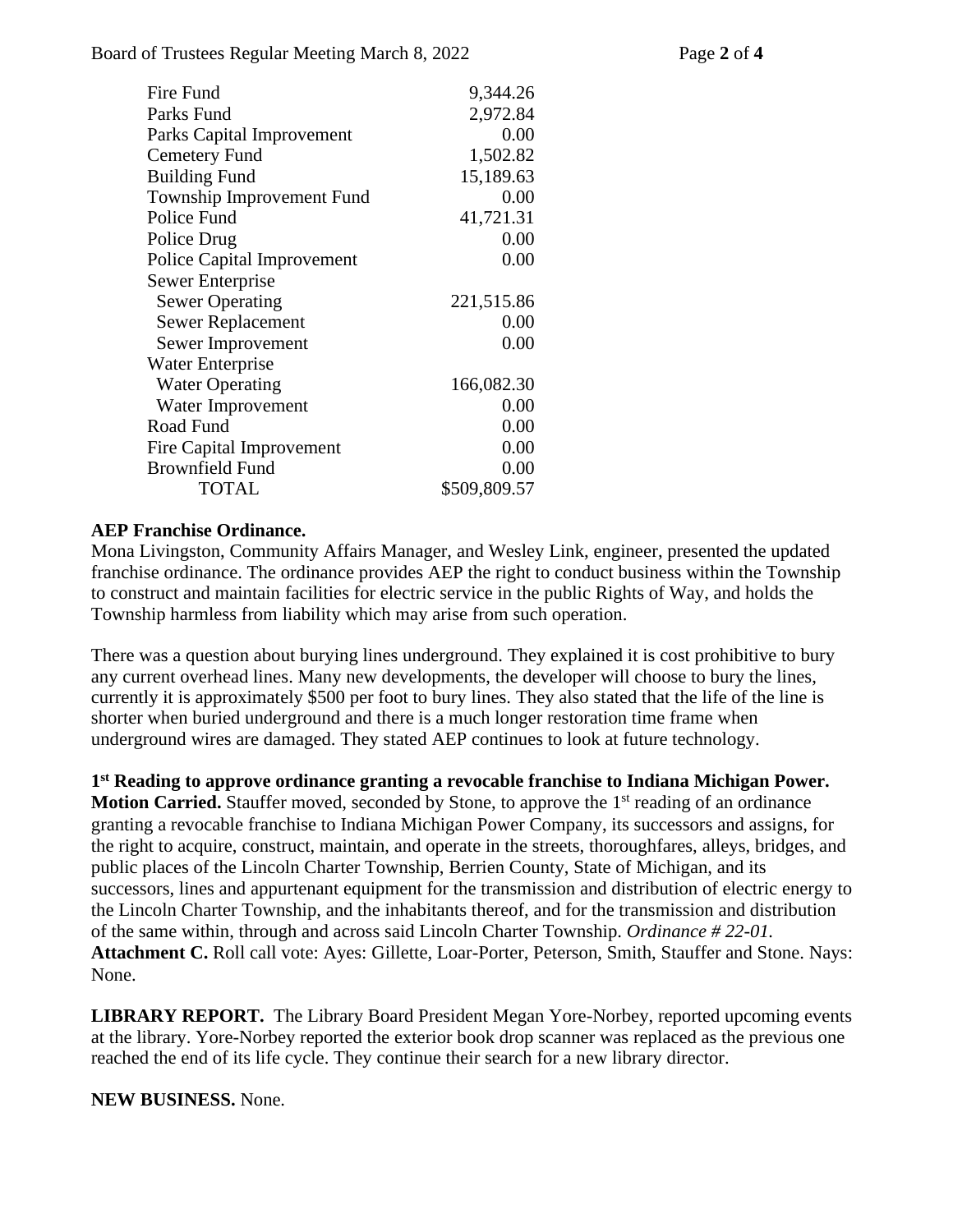| Fund | Amount |
|---|---|
| Fire Fund | 9,344.26 |
| Parks Fund | 2,972.84 |
| Parks Capital Improvement | 0.00 |
| Cemetery Fund | 1,502.82 |
| Building Fund | 15,189.63 |
| Township Improvement Fund | 0.00 |
| Police Fund | 41,721.31 |
| Police Drug | 0.00 |
| Police Capital Improvement | 0.00 |
| Sewer Enterprise | |
| Sewer Operating | 221,515.86 |
| Sewer Replacement | 0.00 |
| Sewer Improvement | 0.00 |
| Water Enterprise | |
| Water Operating | 166,082.30 |
| Water Improvement | 0.00 |
| Road Fund | 0.00 |
| Fire Capital Improvement | 0.00 |
| Brownfield Fund | 0.00 |
| TOTAL | $509,809.57 |

**AEP Franchise Ordinance.**
Mona Livingston, Community Affairs Manager, and Wesley Link, engineer, presented the updated franchise ordinance. The ordinance provides AEP the right to conduct business within the Township to construct and maintain facilities for electric service in the public Rights of Way, and holds the Township harmless from liability which may arise from such operation.

There was a question about burying lines underground. They explained it is cost prohibitive to bury any current overhead lines. Many new developments, the developer will choose to bury the lines, currently it is approximately $500 per foot to bury lines. They also stated that the life of the line is shorter when buried underground and there is a much longer restoration time frame when underground wires are damaged. They stated AEP continues to look at future technology.

**1st Reading to approve ordinance granting a revocable franchise to Indiana Michigan Power. Motion Carried.** Stauffer moved, seconded by Stone, to approve the 1st reading of an ordinance granting a revocable franchise to Indiana Michigan Power Company, its successors and assigns, for the right to acquire, construct, maintain, and operate in the streets, thoroughfares, alleys, bridges, and public places of the Lincoln Charter Township, Berrien County, State of Michigan, and its successors, lines and appurtenant equipment for the transmission and distribution of electric energy to the Lincoln Charter Township, and the inhabitants thereof, and for the transmission and distribution of the same within, through and across said Lincoln Charter Township. *Ordinance # 22-01.* **Attachment C.** Roll call vote: Ayes: Gillette, Loar-Porter, Peterson, Smith, Stauffer and Stone. Nays: None.

**LIBRARY REPORT.** The Library Board President Megan Yore-Norbey, reported upcoming events at the library. Yore-Norbey reported the exterior book drop scanner was replaced as the previous one reached the end of its life cycle. They continue their search for a new library director.

**NEW BUSINESS.** None.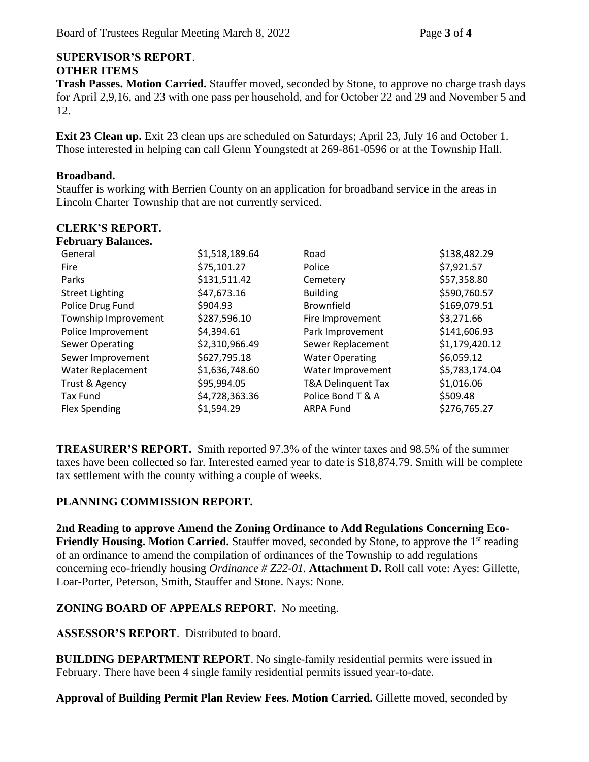**SUPERVISOR'S REPORT**.

**OTHER ITEMS**

**Trash Passes. Motion Carried.** Stauffer moved, seconded by Stone, to approve no charge trash days for April 2,9,16, and 23 with one pass per household, and for October 22 and 29 and November 5 and 12.

**Exit 23 Clean up.** Exit 23 clean ups are scheduled on Saturdays; April 23, July 16 and October 1. Those interested in helping can call Glenn Youngstedt at 269-861-0596 or at the Township Hall.

**Broadband.**

Stauffer is working with Berrien County on an application for broadband service in the areas in Lincoln Charter Township that are not currently serviced.

**CLERK'S REPORT.**

**February Balances.**

| | | | |
|---|---|---|---|
| General | $1,518,189.64 | Road | $138,482.29 |
| Fire | $75,101.27 | Police | $7,921.57 |
| Parks | $131,511.42 | Cemetery | $57,358.80 |
| Street Lighting | $47,673.16 | Building | $590,760.57 |
| Police Drug Fund | $904.93 | Brownfield | $169,079.51 |
| Township Improvement | $287,596.10 | Fire Improvement | $3,271.66 |
| Police Improvement | $4,394.61 | Park Improvement | $141,606.93 |
| Sewer Operating | $2,310,966.49 | Sewer Replacement | $1,179,420.12 |
| Sewer Improvement | $627,795.18 | Water Operating | $6,059.12 |
| Water Replacement | $1,636,748.60 | Water Improvement | $5,783,174.04 |
| Trust & Agency | $95,994.05 | T&A Delinquent Tax | $1,016.06 |
| Tax Fund | $4,728,363.36 | Police Bond T & A | $509.48 |
| Flex Spending | $1,594.29 | ARPA Fund | $276,765.27 |

**TREASURER'S REPORT.** Smith reported 97.3% of the winter taxes and 98.5% of the summer taxes have been collected so far. Interested earned year to date is $18,874.79. Smith will be complete tax settlement with the county withing a couple of weeks.

**PLANNING COMMISSION REPORT.**

**2nd Reading to approve Amend the Zoning Ordinance to Add Regulations Concerning Eco-Friendly Housing. Motion Carried.** Stauffer moved, seconded by Stone, to approve the 1st reading of an ordinance to amend the compilation of ordinances of the Township to add regulations concerning eco-friendly housing *Ordinance # Z22-01.* **Attachment D.** Roll call vote: Ayes: Gillette, Loar-Porter, Peterson, Smith, Stauffer and Stone. Nays: None.

**ZONING BOARD OF APPEALS REPORT.** No meeting.

**ASSESSOR'S REPORT**. Distributed to board.

**BUILDING DEPARTMENT REPORT**. No single-family residential permits were issued in February. There have been 4 single family residential permits issued year-to-date.

**Approval of Building Permit Plan Review Fees. Motion Carried.** Gillette moved, seconded by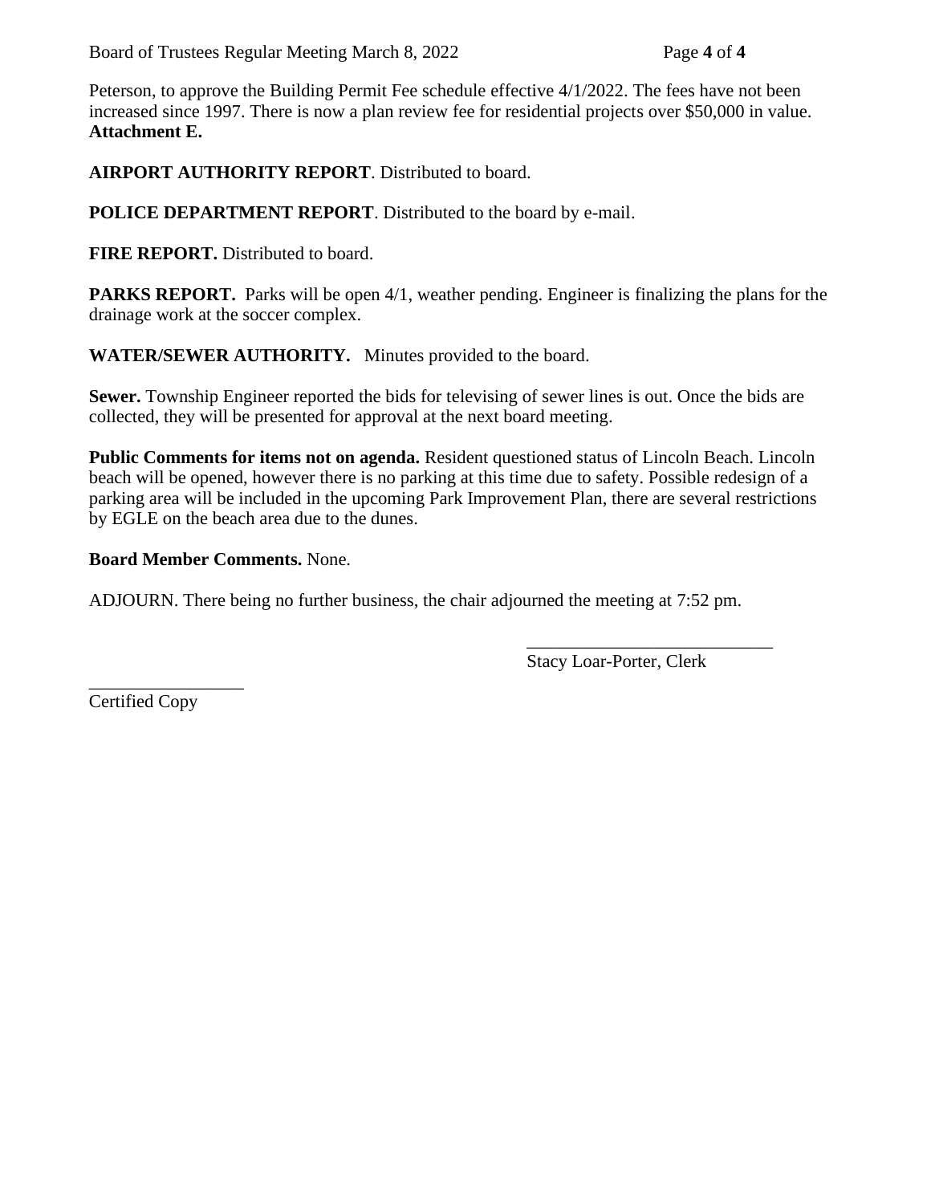Peterson, to approve the Building Permit Fee schedule effective 4/1/2022. The fees have not been increased since 1997. There is now a plan review fee for residential projects over $50,000 in value. **Attachment E.**

**AIRPORT AUTHORITY REPORT**. Distributed to board.

**POLICE DEPARTMENT REPORT**. Distributed to the board by e-mail.

**FIRE REPORT.** Distributed to board.

**PARKS REPORT.** Parks will be open 4/1, weather pending. Engineer is finalizing the plans for the drainage work at the soccer complex.

**WATER/SEWER AUTHORITY.** Minutes provided to the board.

**Sewer.** Township Engineer reported the bids for televising of sewer lines is out. Once the bids are collected, they will be presented for approval at the next board meeting.

**Public Comments for items not on agenda.** Resident questioned status of Lincoln Beach. Lincoln beach will be opened, however there is no parking at this time due to safety. Possible redesign of a parking area will be included in the upcoming Park Improvement Plan, there are several restrictions by EGLE on the beach area due to the dunes.

**Board Member Comments.** None.

ADJOURN. There being no further business, the chair adjourned the meeting at 7:52 pm.

\_\_\_\_\_\_\_\_\_\_\_\_\_\_\_\_\_\_\_\_\_\_\_\_\_\_\_
Stacy Loar-Porter, Clerk

\_\_\_\_\_\_\_\_\_\_\_\_\_\_\_\_\_
Certified Copy